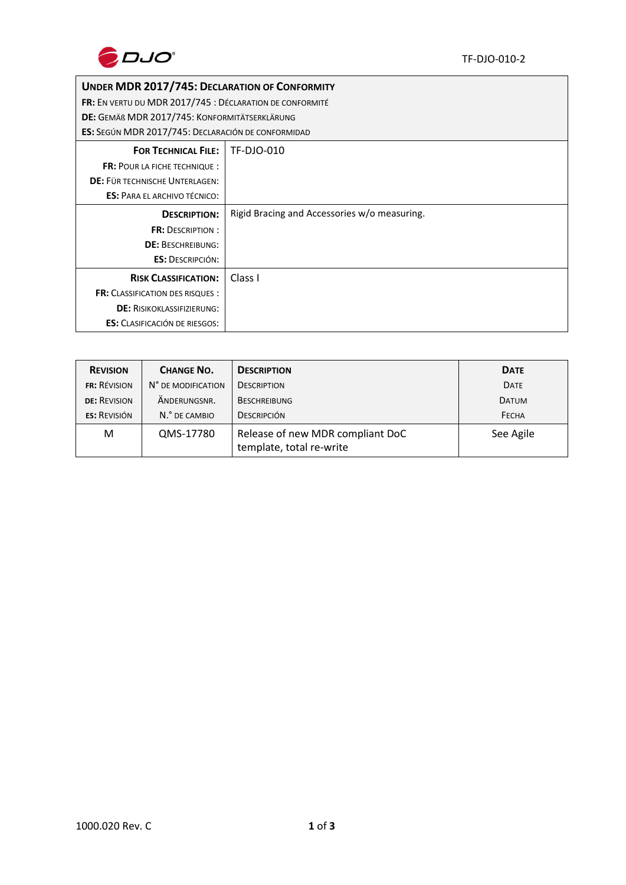| **Under MDR 2017/745: Declaration of Conformity**<br>**FR:** En vertu du MDR 2017/745 : Déclaration de conformité<br>**DE:** Gemäß MDR 2017/745: Konformitätserklärung<br>**ES:** Según MDR 2017/745: Declaración de conformidad | |
|---|---|
| **For Technical File:**<br>**FR:** Pour la fiche technique :<br>**DE:** Für technische Unterlagen:<br>**ES:** Para el archivo técnico: | TF-DJO-010 |
| **Description:**<br>**FR:** Description :<br>**DE:** Beschreibung:<br>**ES:** Descripción: | Rigid Bracing and Accessories w/o measuring. |
| **Risk Classification:**<br>**FR:** Classification des risques :<br>**DE:** Risikoklassifizierung:<br>**ES:** Clasificación de riesgos: | Class I |

| **Revision**<br>**FR:** Révision<br>**DE:** Revision<br>**ES:** Revisión | **Change No.**<br>N° de modification<br>Änderungsnr.<br>N.° de cambio | **Description**<br>Description<br>Beschreibung<br>Descripción | **Date**<br>Date<br>Datum<br>Fecha |
|---|---|---|---|
| M | QMS-17780 | Release of new MDR compliant DoC template, total re-write | See Agile |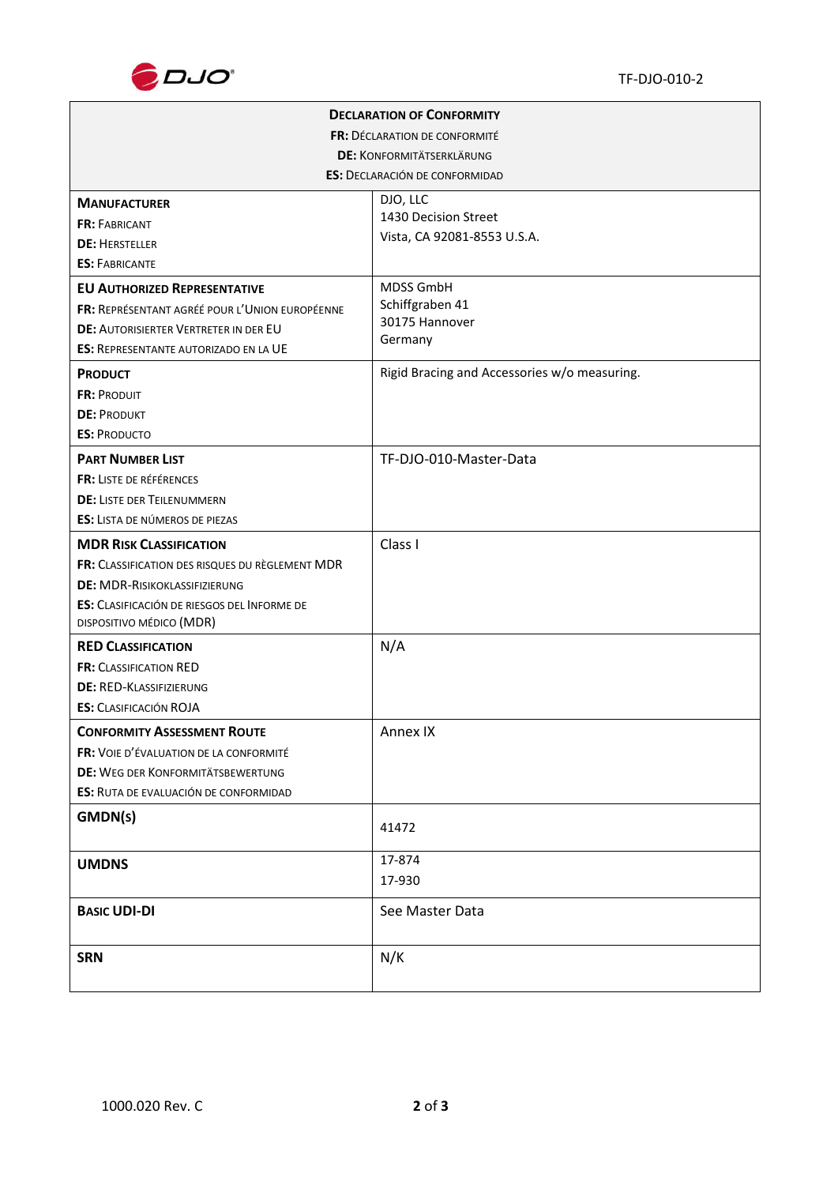| **Declaration of Conformity**<br>**FR:** Déclaration de conformité<br>**DE:** Konformitätserklärung<br>**ES:** Declaración de conformidad | |
|---|---|
| **Manufacturer**<br>**FR:** Fabricant<br>**DE:** Hersteller<br>**ES:** Fabricante | DJO, LLC<br>1430 Decision Street<br>Vista, CA 92081-8553 U.S.A. |
| **EU Authorized Representative**<br>**FR:** Représentant agréé pour l'Union Européenne<br>**DE:** Autorisierter Vertreter in der EU<br>**ES:** Representante autorizado en la UE | MDSS GmbH<br>Schiffgraben 41<br>30175 Hannover<br>Germany |
| **Product**<br>**FR:** Produit<br>**DE:** Produkt<br>**ES:** Producto | Rigid Bracing and Accessories w/o measuring. |
| **Part Number List**<br>**FR:** Liste de références<br>**DE:** Liste der Teilenummern<br>**ES:** Lista de números de piezas | TF-DJO-010-Master-Data |
| **MDR Risk Classification**<br>**FR:** Classification des risques du règlement MDR<br>**DE:** MDR-Risikoklassifizierung<br>**ES:** Clasificación de riesgos del Informe de dispositivo médico (MDR) | Class I |
| **RED Classification**<br>**FR:** Classification RED<br>**DE:** RED-Klassifizierung<br>**ES:** Clasificación ROJA | N/A |
| **Conformity Assessment Route**<br>**FR:** Voie d'évaluation de la conformité<br>**DE:** Weg der Konformitätsbewertung<br>**ES:** Ruta de evaluación de conformidad | Annex IX |
| **GMDN(s)** | 41472 |
| **UMDNS** | 17-874<br>17-930 |
| **Basic UDI-DI** | See Master Data |
| **SRN** | N/K |

1000.020 Rev. C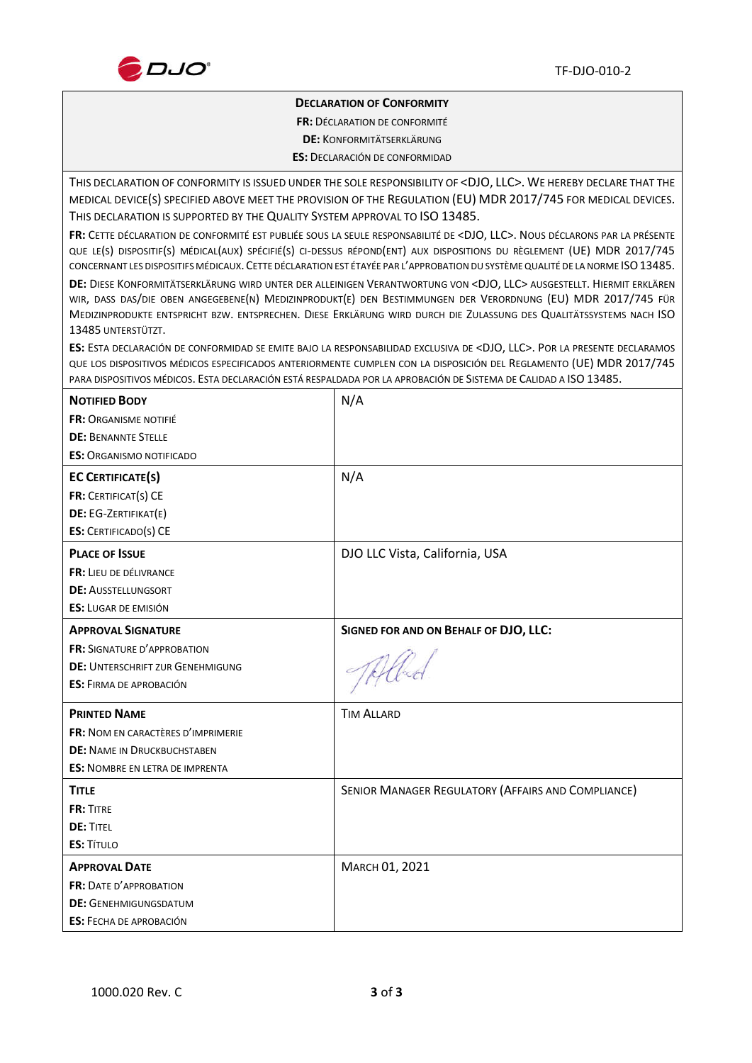TF-DJO-010-2

**DECLARATION OF CONFORMITY**

**FR:** DÉCLARATION DE CONFORMITÉ

**DE:** KONFORMITÄTSERKLÄRUNG

**ES:** DECLARACIÓN DE CONFORMIDAD

THIS DECLARATION OF CONFORMITY IS ISSUED UNDER THE SOLE RESPONSIBILITY OF <DJO, LLC>. WE HEREBY DECLARE THAT THE MEDICAL DEVICE(S) SPECIFIED ABOVE MEET THE PROVISION OF THE REGULATION (EU) MDR 2017/745 FOR MEDICAL DEVICES. THIS DECLARATION IS SUPPORTED BY THE QUALITY SYSTEM APPROVAL TO ISO 13485.

**FR:** CETTE DÉCLARATION DE CONFORMITÉ EST PUBLIÉE SOUS LA SEULE RESPONSABILITÉ DE <DJO, LLC>. NOUS DÉCLARONS PAR LA PRÉSENTE QUE LE(S) DISPOSITIF(S) MÉDICAL(AUX) SPÉCIFIÉ(S) CI-DESSUS RÉPOND(ENT) AUX DISPOSITIONS DU RÈGLEMENT (UE) MDR 2017/745 CONCERNANT LES DISPOSITIFS MÉDICAUX. CETTE DÉCLARATION EST ÉTAYÉE PAR L'APPROBATION DU SYSTÈME QUALITÉ DE LA NORME ISO 13485.

**DE:** DIESE KONFORMITÄTSERKLÄRUNG WIRD UNTER DER ALLEINIGEN VERANTWORTUNG VON <DJO, LLC> AUSGESTELLT. HIERMIT ERKLÄREN WIR, DASS DAS/DIE OBEN ANGEGEBENE(N) MEDIZINPRODUKT(E) DEN BESTIMMUNGEN DER VERORDNUNG (EU) MDR 2017/745 FÜR MEDIZINPRODUKTE ENTSPRICHT BZW. ENTSPRECHEN. DIESE ERKLÄRUNG WIRD DURCH DIE ZULASSUNG DES QUALITÄTSSYSTEMS NACH ISO 13485 UNTERSTÜTZT.

**ES:** ESTA DECLARACIÓN DE CONFORMIDAD SE EMITE BAJO LA RESPONSABILIDAD EXCLUSIVA DE <DJO, LLC>. POR LA PRESENTE DECLARAMOS QUE LOS DISPOSITIVOS MÉDICOS ESPECIFICADOS ANTERIORMENTE CUMPLEN CON LA DISPOSICIÓN DEL REGLAMENTO (UE) MDR 2017/745 PARA DISPOSITIVOS MÉDICOS. ESTA DECLARACIÓN ESTÁ RESPALDADA POR LA APROBACIÓN DE SISTEMA DE CALIDAD A ISO 13485.

| | |
|---|---|
| **NOTIFIED BODY**<br>**FR:** ORGANISME NOTIFIÉ<br>**DE:** BENANNTE STELLE<br>**ES:** ORGANISMO NOTIFICADO | N/A |
| **EC CERTIFICATE(S)**<br>**FR:** CERTIFICAT(S) CE<br>**DE:** EG-ZERTIFIKAT(E)<br>**ES:** CERTIFICADO(S) CE | N/A |
| **PLACE OF ISSUE**<br>**FR:** LIEU DE DÉLIVRANCE<br>**DE:** AUSSTELLUNGSORT<br>**ES:** LUGAR DE EMISIÓN | DJO LLC Vista, California, USA |
| **APPROVAL SIGNATURE**<br>**FR:** SIGNATURE D'APPROBATION<br>**DE:** UNTERSCHRIFT ZUR GENEHMIGUNG<br>**ES:** FIRMA DE APROBACIÓN | **SIGNED FOR AND ON BEHALF OF DJO, LLC:** |
| **PRINTED NAME**<br>**FR:** NOM EN CARACTÈRES D'IMPRIMERIE<br>**DE:** NAME IN DRUCKBUCHSTABEN<br>**ES:** NOMBRE EN LETRA DE IMPRENTA | TIM ALLARD |
| **TITLE**<br>**FR:** TITRE<br>**DE:** TITEL<br>**ES:** TÍTULO | SENIOR MANAGER REGULATORY (AFFAIRS AND COMPLIANCE) |
| **APPROVAL DATE**<br>**FR:** DATE D'APPROBATION<br>**DE:** GENEHMIGUNGSDATUM<br>**ES:** FECHA DE APROBACIÓN | MARCH 01, 2021 |

1000.020 Rev. C